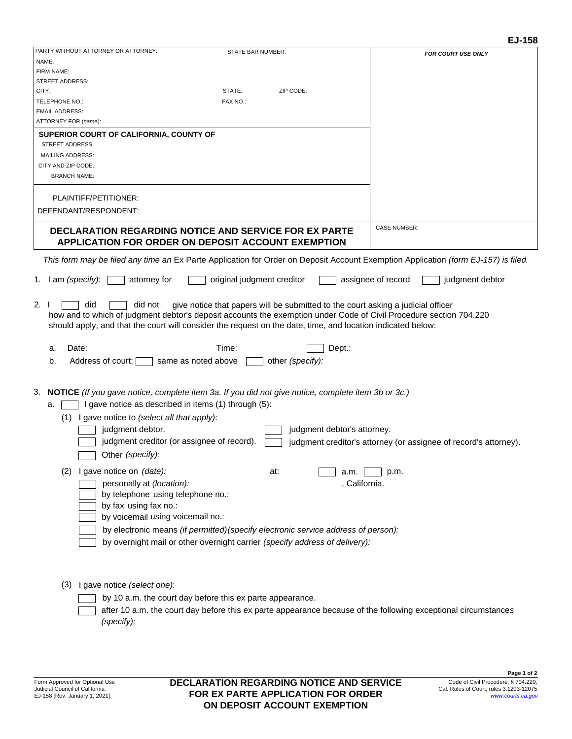**EJ-158**

| PARTY WITHOUT ATTORNEY OR ATTORNEY: STATE BAR NUMBER: | *FOR COURT USE ONLY* |
|---|---|
| NAME: | |
| FIRM NAME: | |
| STREET ADDRESS: | |
| CITY: STATE: ZIP CODE: | |
| TELEPHONE NO.: FAX NO.: | |
| EMAIL ADDRESS: | |
| ATTORNEY FOR (*name*): | |
| **SUPERIOR COURT OF CALIFORNIA, COUNTY OF** | |
| STREET ADDRESS: | |
| MAILING ADDRESS: | |
| CITY AND ZIP CODE: | |
| BRANCH NAME: | |
| PLAINTIFF/PETITIONER: | |
| DEFENDANT/RESPONDENT: | |
| **DECLARATION REGARDING NOTICE AND SERVICE FOR EX PARTE APPLICATION FOR ORDER ON DEPOSIT ACCOUNT EXEMPTION** | CASE NUMBER: |

*This form may be filed any time an* Ex Parte Application for Order on Deposit Account Exemption Application *(form EJ-157) is filed.*

1. I am *(specify)*: ☐ attorney for ☐ original judgment creditor ☐ assignee of record ☐ judgment debtor

2. I ☐ did ☐ did not give notice that papers will be submitted to the court asking a judicial officer how and to which of judgment debtor's deposit accounts the exemption under Code of Civil Procedure section 704.220 should apply, and that the court will consider the request on the date, time, and location indicated below:

   a. Date: Time: ☐ Dept.:

   b. Address of court: ☐ same as noted above ☐ other *(specify):*

3. **NOTICE** *(If you gave notice, complete item 3a. If you did not give notice, complete item 3b or 3c.)*

   a. ☐ I gave notice as described in items (1) through (5):

   (1) I gave notice to *(select all that apply)*:
   - ☐ judgment debtor.
   - ☐ judgment debtor's attorney.
   - ☐ judgment creditor (or assignee of record).
   - ☐ judgment creditor's attorney (or assignee of record's attorney).
   - ☐ Other *(specify):*

   (2) I gave notice on *(date):* at: ☐ a.m. ☐ p.m.
   - ☐ personally at *(location):* , California.
   - ☐ by telephone using telephone no.:
   - ☐ by fax using fax no.:
   - ☐ by voicemail using voicemail no.:
   - ☐ by electronic means *(if permitted)(specify electronic service address of person):*
   - ☐ by overnight mail or other overnight carrier *(specify address of delivery):*

   (3) I gave notice *(select one)*:
   - ☐ by 10 a.m. the court day before this ex parte appearance.
   - ☐ after 10 a.m. the court day before this ex parte appearance because of the following exceptional circumstances *(specify):*

Form Approved for Optional Use
Judicial Council of California
EJ-158 [Rev. January 1, 2021]

**DECLARATION REGARDING NOTICE AND SERVICE FOR EX PARTE APPLICATION FOR ORDER ON DEPOSIT ACCOUNT EXEMPTION**

Code of Civil Procedure, § 704.220,
Cal. Rules of Court, rules 3.1203-12075
www.courts.ca.gov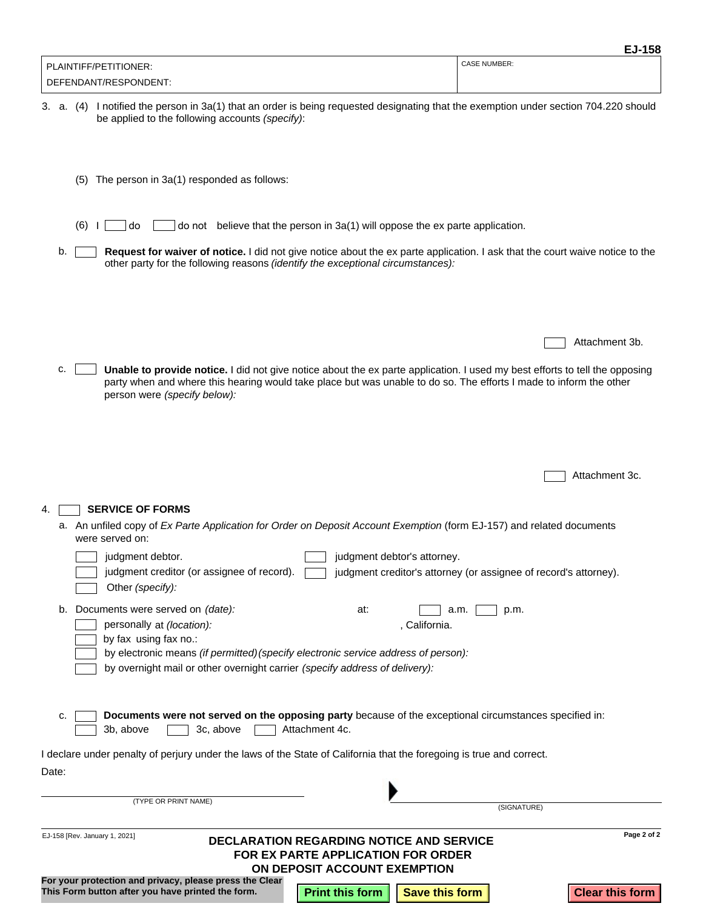EJ-158

| PLAINTIFF/PETITIONER: | CASE NUMBER: |
|---|---|
| DEFENDANT/RESPONDENT: | |

3. a. (4) I notified the person in 3a(1) that an order is being requested designating that the exemption under section 704.220 should be applied to the following accounts *(specify)*:

(5) The person in 3a(1) responded as follows:

(6) I ☐ do ☐ do not believe that the person in 3a(1) will oppose the ex parte application.

b. ☐ **Request for waiver of notice.** I did not give notice about the ex parte application. I ask that the court waive notice to the other party for the following reasons *(identify the exceptional circumstances):*

☐ Attachment 3b.

c. ☐ **Unable to provide notice.** I did not give notice about the ex parte application. I used my best efforts to tell the opposing party when and where this hearing would take place but was unable to do so. The efforts I made to inform the other person were *(specify below):*

☐ Attachment 3c.

4. ☐ **SERVICE OF FORMS**

a. An unfiled copy of *Ex Parte Application for Order on Deposit Account Exemption* (form EJ-157) and related documents were served on:

☐ judgment debtor. ☐ judgment debtor's attorney.
☐ judgment creditor (or assignee of record). ☐ judgment creditor's attorney (or assignee of record's attorney).
☐ Other *(specify):*

b. Documents were served on *(date):* at: ☐ a.m. ☐ p.m.
☐ personally at *(location):* , California.
☐ by fax using fax no.:
☐ by electronic means *(if permitted) (specify electronic service address of person):*
☐ by overnight mail or other overnight carrier *(specify address of delivery):*

c. ☐ **Documents were not served on the opposing party** because of the exceptional circumstances specified in:
☐ 3b, above ☐ 3c, above ☐ Attachment 4c.

I declare under penalty of perjury under the laws of the State of California that the foregoing is true and correct.

Date:

_______________________________ ▶ _______________________________
(TYPE OR PRINT NAME) (SIGNATURE)

EJ-158 [Rev. January 1, 2021]

**DECLARATION REGARDING NOTICE AND SERVICE FOR EX PARTE APPLICATION FOR ORDER ON DEPOSIT ACCOUNT EXEMPTION**

For your protection and privacy, please press the Clear This Form button after you have printed the form.

Print this form | Save this form | Clear this form